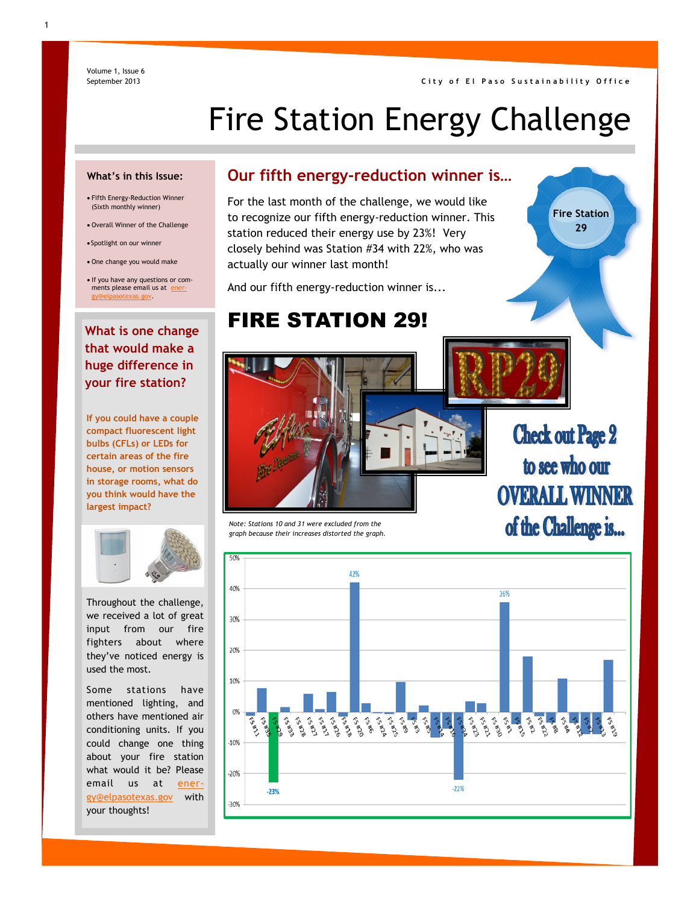City of El Paso Sustainability Office

# Fire Station Energy Challenge

### What's in this Issue:

- Fifth Energy-Reduction Winner (Sixth monthly winner)
- Overall Winner of the Challenge
- Spotlight on our winner
- One change you would make
- If you have any questions or comments please email us at energy@elpasotexas.gov.

## Our fifth energy-reduction winner is…

For the last month of the challenge, we would like to recognize our fifth energy-reduction winner. This station reduced their energy use by 23%! Very closely behind was Station #34 with 22%, who was actually our winner last month!

And our fifth energy-reduction winner is...

Fire Station 29

# FIRE STATION 29!

Check out Page 2 to see who our OVERALL WINNER of the Challenge is...

*Note: Stations 10 and 31 were excluded from the graph because their increases distorted the graph.*

## What is one change that would make a huge difference in your fire station?

If you could have a couple compact fluorescent light bulbs (CFLs) or LEDs for certain areas of the fire house, or motion sensors in storage rooms, what do you think would have the largest impact?

Throughout the challenge, we received a lot of great input from our fire fighters about where they've noticed energy is used the most.

Some stations have mentioned lighting, and others have mentioned air conditioning units. If you could change one thing about your fire station what would it be? Please email us at energy@elpasotexas.gov with your thoughts!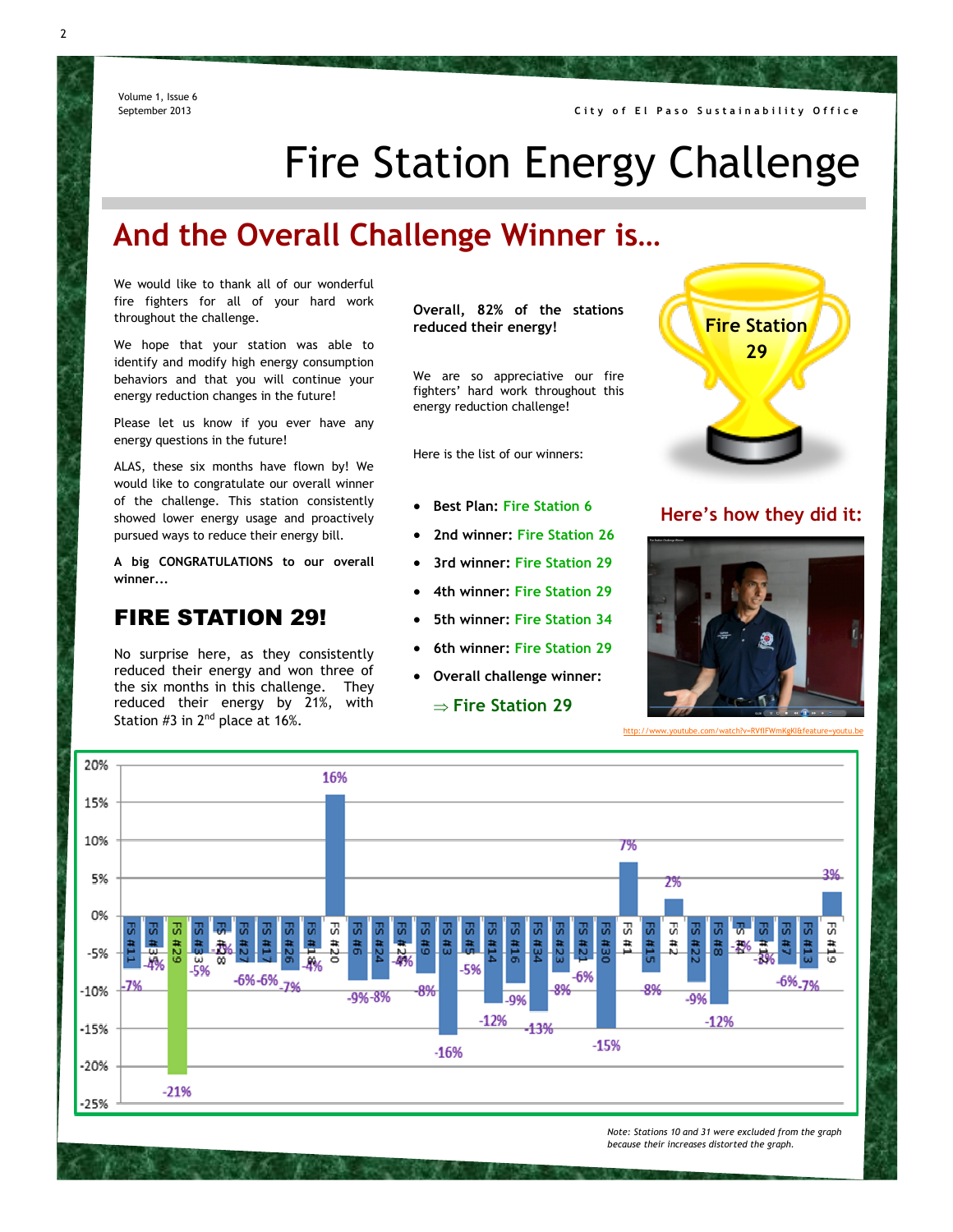Volume 1, Issue 6
September 2013

City of El Paso Sustainability Office

# Fire Station Energy Challenge

## And the Overall Challenge Winner is…

We would like to thank all of our wonderful fire fighters for all of your hard work throughout the challenge.

We hope that your station was able to identify and modify high energy consumption behaviors and that you will continue your energy reduction changes in the future!

Please let us know if you ever have any energy questions in the future!

ALAS, these six months have flown by! We would like to congratulate our overall winner of the challenge. This station consistently showed lower energy usage and proactively pursued ways to reduce their energy bill.

**A big CONGRATULATIONS to our overall winner…**

## FIRE STATION 29!

No surprise here, as they consistently reduced their energy and won three of the six months in this challenge. They reduced their energy by 21%, with Station #3 in 2nd place at 16%.

**Overall, 82% of the stations reduced their energy!**

We are so appreciative our fire fighters' hard work throughout this energy reduction challenge!

Here is the list of our winners:

- **Best Plan:** Fire Station 6
- **2nd winner:** Fire Station 26
- **3rd winner:** Fire Station 29
- **4th winner:** Fire Station 29
- **5th winner:** Fire Station 34
- **6th winner:** Fire Station 29
- **Overall challenge winner:**

  ⇒ **Fire Station 29**

Fire Station 29

### Here's how they did it:

http://www.youtube.com/watch?v=RVflFWmKgKI&feature=youtu.be

20%
15%
10%
5%
0%
-5%
-10%
-15%
-20%
-25%

FS #11 -7%
FS #35 -4%
FS #29 -21%
FS #33 -5%
FS #28 -2%
FS #27 -6%
FS #17 -6%
FS #26 -7%
FS #18 -4%
FS #20 16%
FS #6 -9%
FS #24 -8%
FS #25 -4%
FS #9 -8%
FS #3 -16%
FS #5 -5%
FS #14 -12%
FS #16 -9%
FS #34 -13%
FS #23 -8%
FS #21 -6%
FS #30 -15%
FS #1 7%
FS #15 -8%
FS #2 2%
FS #22 -9%
FS #8 -12%
FS #4 -2%
FS #12 -3%
FS #7 -6%
FS #13 -7%
FS #19 3%

*Note: Stations 10 and 31 were excluded from the graph because their increases distorted the graph.*